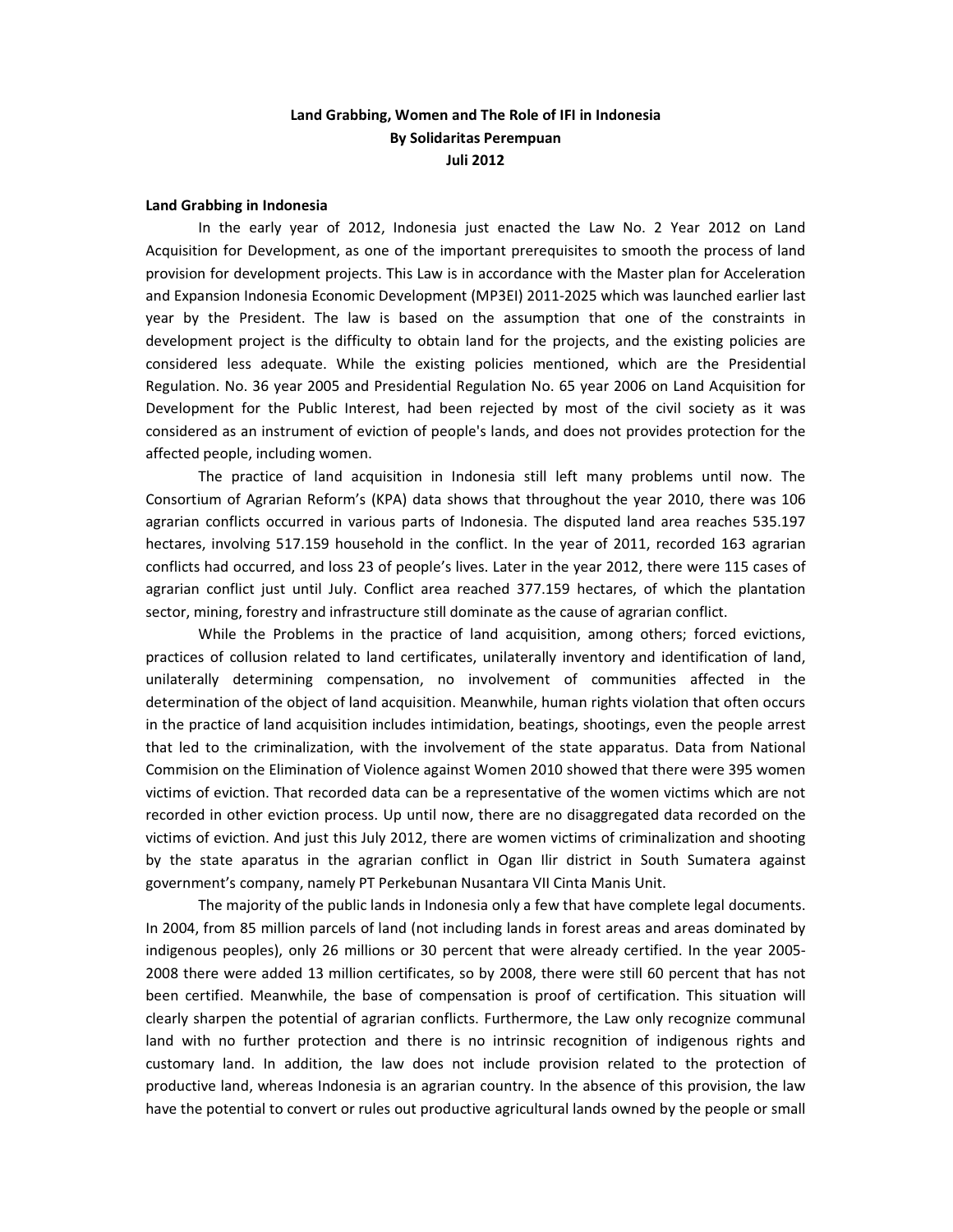# Land Grabbing, Women and The Role of IFI in Indonesia

**By Solidaritas Perempuan**

**Juli 2012**

## Land Grabbing in Indonesia

In the early year of 2012, Indonesia just enacted the Law No. 2 Year 2012 on Land Acquisition for Development, as one of the important prerequisites to smooth the process of land provision for development projects. This Law is in accordance with the Master plan for Acceleration and Expansion Indonesia Economic Development (MP3EI) 2011-2025 which was launched earlier last year by the President. The law is based on the assumption that one of the constraints in development project is the difficulty to obtain land for the projects, and the existing policies are considered less adequate. While the existing policies mentioned, which are the Presidential Regulation. No. 36 year 2005 and Presidential Regulation No. 65 year 2006 on Land Acquisition for Development for the Public Interest, had been rejected by most of the civil society as it was considered as an instrument of eviction of people's lands, and does not provides protection for the affected people, including women.

The practice of land acquisition in Indonesia still left many problems until now. The Consortium of Agrarian Reform's (KPA) data shows that throughout the year 2010, there was 106 agrarian conflicts occurred in various parts of Indonesia. The disputed land area reaches 535.197 hectares, involving 517.159 household in the conflict. In the year of 2011, recorded 163 agrarian conflicts had occurred, and loss 23 of people's lives. Later in the year 2012, there were 115 cases of agrarian conflict just until July. Conflict area reached 377.159 hectares, of which the plantation sector, mining, forestry and infrastructure still dominate as the cause of agrarian conflict.

While the Problems in the practice of land acquisition, among others; forced evictions, practices of collusion related to land certificates, unilaterally inventory and identification of land, unilaterally determining compensation, no involvement of communities affected in the determination of the object of land acquisition. Meanwhile, human rights violation that often occurs in the practice of land acquisition includes intimidation, beatings, shootings, even the people arrest that led to the criminalization, with the involvement of the state apparatus. Data from National Commision on the Elimination of Violence against Women 2010 showed that there were 395 women victims of eviction. That recorded data can be a representative of the women victims which are not recorded in other eviction process. Up until now, there are no disaggregated data recorded on the victims of eviction. And just this July 2012, there are women victims of criminalization and shooting by the state aparatus in the agrarian conflict in Ogan Ilir district in South Sumatera against government's company, namely PT Perkebunan Nusantara VII Cinta Manis Unit.

The majority of the public lands in Indonesia only a few that have complete legal documents. In 2004, from 85 million parcels of land (not including lands in forest areas and areas dominated by indigenous peoples), only 26 millions or 30 percent that were already certified. In the year 2005-2008 there were added 13 million certificates, so by 2008, there were still 60 percent that has not been certified. Meanwhile, the base of compensation is proof of certification. This situation will clearly sharpen the potential of agrarian conflicts. Furthermore, the Law only recognize communal land with no further protection and there is no intrinsic recognition of indigenous rights and customary land. In addition, the law does not include provision related to the protection of productive land, whereas Indonesia is an agrarian country. In the absence of this provision, the law have the potential to convert or rules out productive agricultural lands owned by the people or small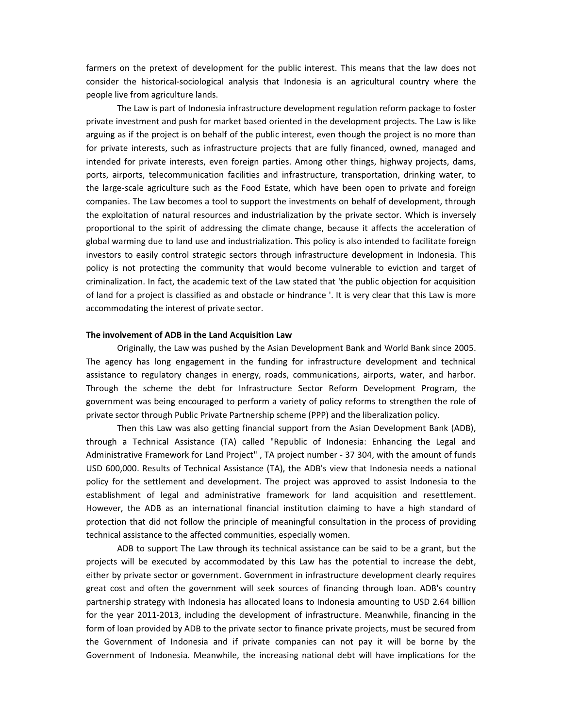farmers on the pretext of development for the public interest. This means that the law does not consider the historical-sociological analysis that Indonesia is an agricultural country where the people live from agriculture lands.

The Law is part of Indonesia infrastructure development regulation reform package to foster private investment and push for market based oriented in the development projects. The Law is like arguing as if the project is on behalf of the public interest, even though the project is no more than for private interests, such as infrastructure projects that are fully financed, owned, managed and intended for private interests, even foreign parties. Among other things, highway projects, dams, ports, airports, telecommunication facilities and infrastructure, transportation, drinking water, to the large-scale agriculture such as the Food Estate, which have been open to private and foreign companies. The Law becomes a tool to support the investments on behalf of development, through the exploitation of natural resources and industrialization by the private sector. Which is inversely proportional to the spirit of addressing the climate change, because it affects the acceleration of global warming due to land use and industrialization. This policy is also intended to facilitate foreign investors to easily control strategic sectors through infrastructure development in Indonesia. This policy is not protecting the community that would become vulnerable to eviction and target of criminalization. In fact, the academic text of the Law stated that 'the public objection for acquisition of land for a project is classified as and obstacle or hindrance '. It is very clear that this Law is more accommodating the interest of private sector.

**The involvement of ADB in the Land Acquisition Law**

Originally, the Law was pushed by the Asian Development Bank and World Bank since 2005. The agency has long engagement in the funding for infrastructure development and technical assistance to regulatory changes in energy, roads, communications, airports, water, and harbor. Through the scheme the debt for Infrastructure Sector Reform Development Program, the government was being encouraged to perform a variety of policy reforms to strengthen the role of private sector through Public Private Partnership scheme (PPP) and the liberalization policy.

Then this Law was also getting financial support from the Asian Development Bank (ADB), through a Technical Assistance (TA) called "Republic of Indonesia: Enhancing the Legal and Administrative Framework for Land Project" , TA project number - 37 304, with the amount of funds USD 600,000. Results of Technical Assistance (TA), the ADB's view that Indonesia needs a national policy for the settlement and development. The project was approved to assist Indonesia to the establishment of legal and administrative framework for land acquisition and resettlement. However, the ADB as an international financial institution claiming to have a high standard of protection that did not follow the principle of meaningful consultation in the process of providing technical assistance to the affected communities, especially women.

ADB to support The Law through its technical assistance can be said to be a grant, but the projects will be executed by accommodated by this Law has the potential to increase the debt, either by private sector or government. Government in infrastructure development clearly requires great cost and often the government will seek sources of financing through loan. ADB's country partnership strategy with Indonesia has allocated loans to Indonesia amounting to USD 2.64 billion for the year 2011-2013, including the development of infrastructure. Meanwhile, financing in the form of loan provided by ADB to the private sector to finance private projects, must be secured from the Government of Indonesia and if private companies can not pay it will be borne by the Government of Indonesia. Meanwhile, the increasing national debt will have implications for the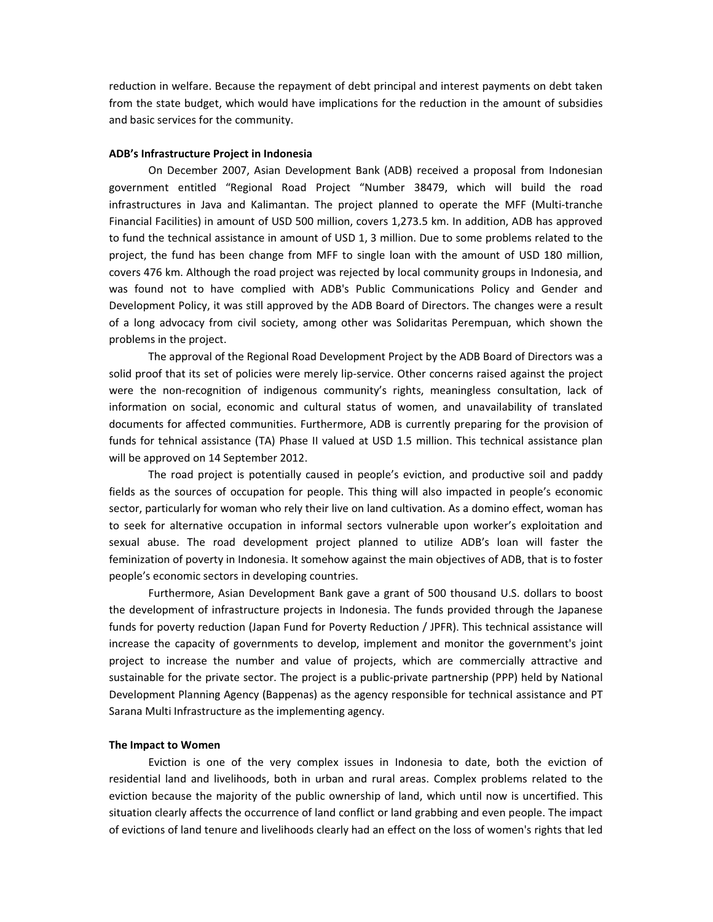reduction in welfare. Because the repayment of debt principal and interest payments on debt taken from the state budget, which would have implications for the reduction in the amount of subsidies and basic services for the community.

**ADB's Infrastructure Project in Indonesia**

On December 2007, Asian Development Bank (ADB) received a proposal from Indonesian government entitled "Regional Road Project "Number 38479, which will build the road infrastructures in Java and Kalimantan. The project planned to operate the MFF (Multi-tranche Financial Facilities) in amount of USD 500 million, covers 1,273.5 km. In addition, ADB has approved to fund the technical assistance in amount of USD 1, 3 million. Due to some problems related to the project, the fund has been change from MFF to single loan with the amount of USD 180 million, covers 476 km. Although the road project was rejected by local community groups in Indonesia, and was found not to have complied with ADB's Public Communications Policy and Gender and Development Policy, it was still approved by the ADB Board of Directors. The changes were a result of a long advocacy from civil society, among other was Solidaritas Perempuan, which shown the problems in the project.

The approval of the Regional Road Development Project by the ADB Board of Directors was a solid proof that its set of policies were merely lip-service. Other concerns raised against the project were the non-recognition of indigenous community's rights, meaningless consultation, lack of information on social, economic and cultural status of women, and unavailability of translated documents for affected communities. Furthermore, ADB is currently preparing for the provision of funds for tehnical assistance (TA) Phase II valued at USD 1.5 million. This technical assistance plan will be approved on 14 September 2012.

The road project is potentially caused in people's eviction, and productive soil and paddy fields as the sources of occupation for people. This thing will also impacted in people's economic sector, particularly for woman who rely their live on land cultivation. As a domino effect, woman has to seek for alternative occupation in informal sectors vulnerable upon worker's exploitation and sexual abuse. The road development project planned to utilize ADB's loan will faster the feminization of poverty in Indonesia. It somehow against the main objectives of ADB, that is to foster people's economic sectors in developing countries.

Furthermore, Asian Development Bank gave a grant of 500 thousand U.S. dollars to boost the development of infrastructure projects in Indonesia. The funds provided through the Japanese funds for poverty reduction (Japan Fund for Poverty Reduction / JPFR). This technical assistance will increase the capacity of governments to develop, implement and monitor the government's joint project to increase the number and value of projects, which are commercially attractive and sustainable for the private sector. The project is a public-private partnership (PPP) held by National Development Planning Agency (Bappenas) as the agency responsible for technical assistance and PT Sarana Multi Infrastructure as the implementing agency.

**The Impact to Women**

Eviction is one of the very complex issues in Indonesia to date, both the eviction of residential land and livelihoods, both in urban and rural areas. Complex problems related to the eviction because the majority of the public ownership of land, which until now is uncertified. This situation clearly affects the occurrence of land conflict or land grabbing and even people. The impact of evictions of land tenure and livelihoods clearly had an effect on the loss of women's rights that led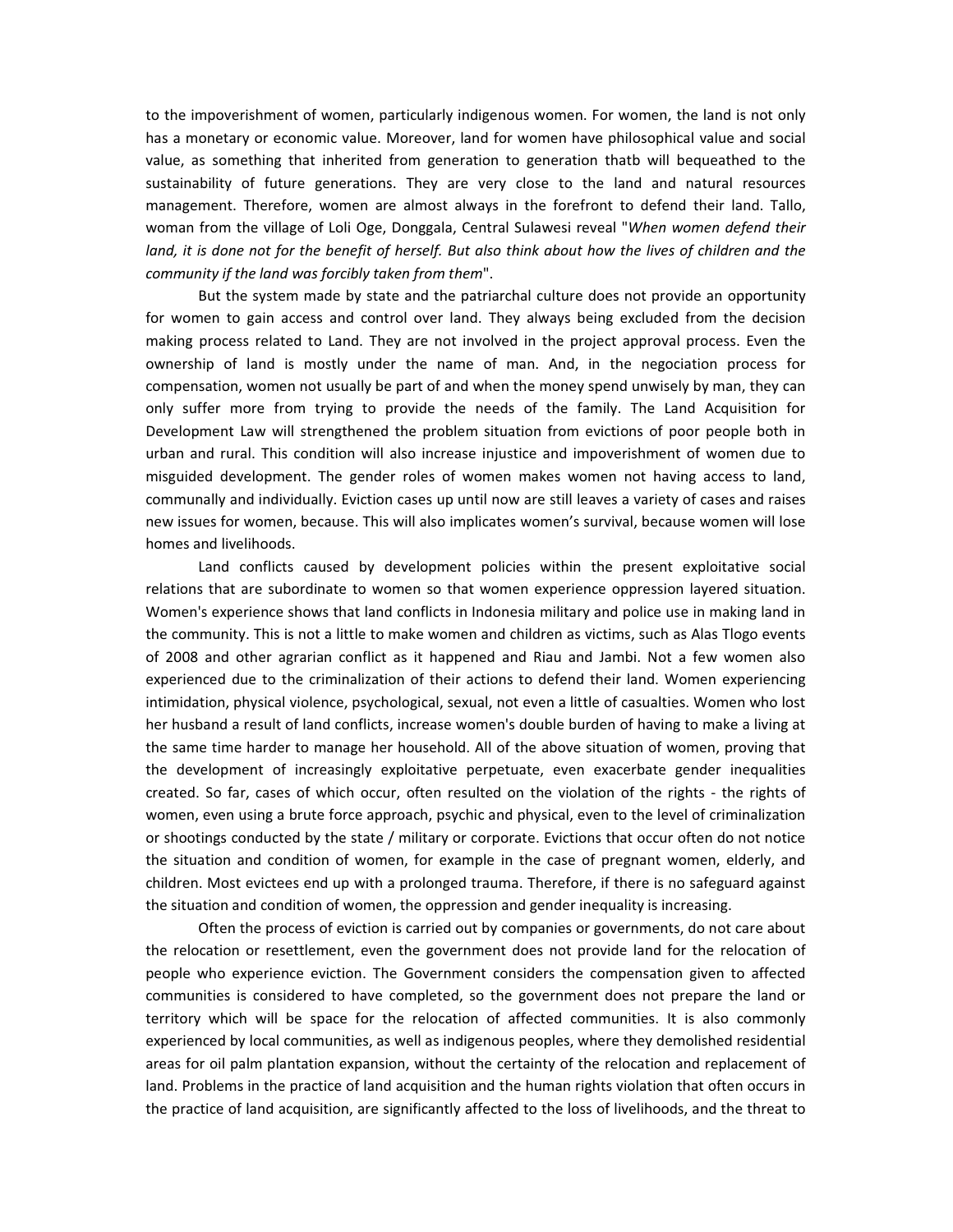to the impoverishment of women, particularly indigenous women. For women, the land is not only has a monetary or economic value. Moreover, land for women have philosophical value and social value, as something that inherited from generation to generation thatb will bequeathed to the sustainability of future generations. They are very close to the land and natural resources management. Therefore, women are almost always in the forefront to defend their land. Tallo, woman from the village of Loli Oge, Donggala, Central Sulawesi reveal "*When women defend their land, it is done not for the benefit of herself. But also think about how the lives of children and the community if the land was forcibly taken from them*".

But the system made by state and the patriarchal culture does not provide an opportunity for women to gain access and control over land. They always being excluded from the decision making process related to Land. They are not involved in the project approval process. Even the ownership of land is mostly under the name of man. And, in the negociation process for compensation, women not usually be part of and when the money spend unwisely by man, they can only suffer more from trying to provide the needs of the family. The Land Acquisition for Development Law will strengthened the problem situation from evictions of poor people both in urban and rural. This condition will also increase injustice and impoverishment of women due to misguided development. The gender roles of women makes women not having access to land, communally and individually. Eviction cases up until now are still leaves a variety of cases and raises new issues for women, because. This will also implicates women's survival, because women will lose homes and livelihoods.

Land conflicts caused by development policies within the present exploitative social relations that are subordinate to women so that women experience oppression layered situation. Women's experience shows that land conflicts in Indonesia military and police use in making land in the community. This is not a little to make women and children as victims, such as Alas Tlogo events of 2008 and other agrarian conflict as it happened and Riau and Jambi. Not a few women also experienced due to the criminalization of their actions to defend their land. Women experiencing intimidation, physical violence, psychological, sexual, not even a little of casualties. Women who lost her husband a result of land conflicts, increase women's double burden of having to make a living at the same time harder to manage her household. All of the above situation of women, proving that the development of increasingly exploitative perpetuate, even exacerbate gender inequalities created. So far, cases of which occur, often resulted on the violation of the rights - the rights of women, even using a brute force approach, psychic and physical, even to the level of criminalization or shootings conducted by the state / military or corporate. Evictions that occur often do not notice the situation and condition of women, for example in the case of pregnant women, elderly, and children. Most evictees end up with a prolonged trauma. Therefore, if there is no safeguard against the situation and condition of women, the oppression and gender inequality is increasing.

Often the process of eviction is carried out by companies or governments, do not care about the relocation or resettlement, even the government does not provide land for the relocation of people who experience eviction. The Government considers the compensation given to affected communities is considered to have completed, so the government does not prepare the land or territory which will be space for the relocation of affected communities. It is also commonly experienced by local communities, as well as indigenous peoples, where they demolished residential areas for oil palm plantation expansion, without the certainty of the relocation and replacement of land. Problems in the practice of land acquisition and the human rights violation that often occurs in the practice of land acquisition, are significantly affected to the loss of livelihoods, and the threat to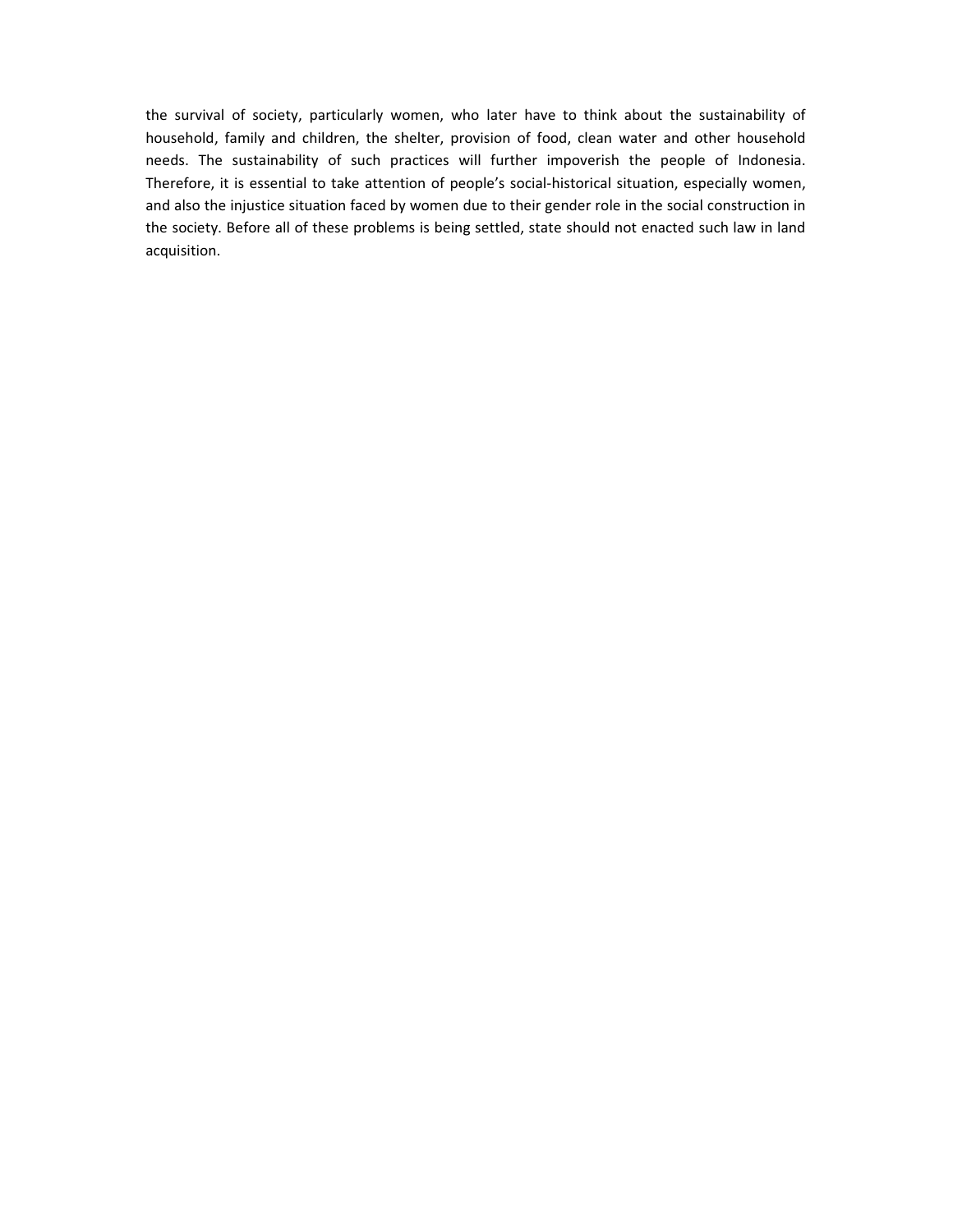the survival of society, particularly women, who later have to think about the sustainability of household, family and children, the shelter, provision of food, clean water and other household needs. The sustainability of such practices will further impoverish the people of Indonesia. Therefore, it is essential to take attention of people's social-historical situation, especially women, and also the injustice situation faced by women due to their gender role in the social construction in the society. Before all of these problems is being settled, state should not enacted such law in land acquisition.